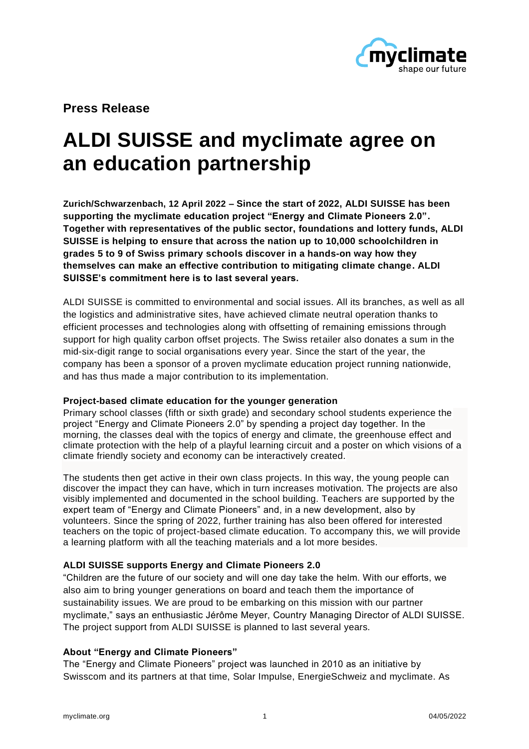**Press Release**

# ALDI SUISSE and myclimate agree on an education partnership

**Zurich/Schwarzenbach, 12 April 2022 – Since the start of 2022, ALDI SUISSE has been supporting the myclimate education project "Energy and Climate Pioneers 2.0". Together with representatives of the public sector, foundations and lottery funds, ALDI SUISSE is helping to ensure that across the nation up to 10,000 schoolchildren in grades 5 to 9 of Swiss primary schools discover in a hands-on way how they themselves can make an effective contribution to mitigating climate change. ALDI SUISSE's commitment here is to last several years.**

ALDI SUISSE is committed to environmental and social issues. All its branches, as well as all the logistics and administrative sites, have achieved climate neutral operation thanks to efficient processes and technologies along with offsetting of remaining emissions through support for high quality carbon offset projects. The Swiss retailer also donates a sum in the mid-six-digit range to social organisations every year. Since the start of the year, the company has been a sponsor of a proven myclimate education project running nationwide, and has thus made a major contribution to its implementation.

### Project-based climate education for the younger generation

Primary school classes (fifth or sixth grade) and secondary school students experience the project "Energy and Climate Pioneers 2.0" by spending a project day together. In the morning, the classes deal with the topics of energy and climate, the greenhouse effect and climate protection with the help of a playful learning circuit and a poster on which visions of a climate friendly society and economy can be interactively created.

The students then get active in their own class projects. In this way, the young people can discover the impact they can have, which in turn increases motivation. The projects are also visibly implemented and documented in the school building. Teachers are supported by the expert team of "Energy and Climate Pioneers" and, in a new development, also by volunteers. Since the spring of 2022, further training has also been offered for interested teachers on the topic of project-based climate education. To accompany this, we will provide a learning platform with all the teaching materials and a lot more besides.

### ALDI SUISSE supports Energy and Climate Pioneers 2.0

"Children are the future of our society and will one day take the helm. With our efforts, we also aim to bring younger generations on board and teach them the importance of sustainability issues. We are proud to be embarking on this mission with our partner myclimate," says an enthusiastic Jérôme Meyer, Country Managing Director of ALDI SUISSE. The project support from ALDI SUISSE is planned to last several years.

### About "Energy and Climate Pioneers"

The "Energy and Climate Pioneers" project was launched in 2010 as an initiative by Swisscom and its partners at that time, Solar Impulse, EnergieSchweiz and myclimate. As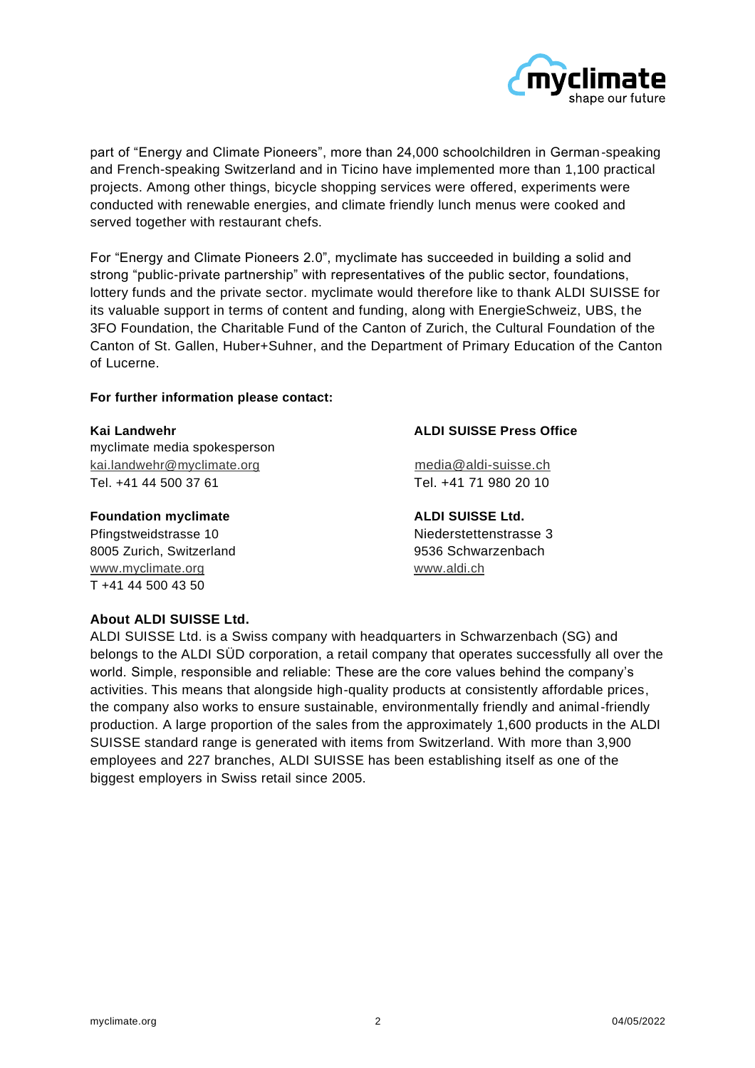part of "Energy and Climate Pioneers", more than 24,000 schoolchildren in German-speaking and French-speaking Switzerland and in Ticino have implemented more than 1,100 practical projects. Among other things, bicycle shopping services were offered, experiments were conducted with renewable energies, and climate friendly lunch menus were cooked and served together with restaurant chefs.

For "Energy and Climate Pioneers 2.0", myclimate has succeeded in building a solid and strong "public-private partnership" with representatives of the public sector, foundations, lottery funds and the private sector. myclimate would therefore like to thank ALDI SUISSE for its valuable support in terms of content and funding, along with EnergieSchweiz, UBS, the 3FO Foundation, the Charitable Fund of the Canton of Zurich, the Cultural Foundation of the Canton of St. Gallen, Huber+Suhner, and the Department of Primary Education of the Canton of Lucerne.

**For further information please contact:**

**Kai Landwehr**
myclimate media spokesperson
kai.landwehr@myclimate.org
Tel. +41 44 500 37 61

**Foundation myclimate**
Pfingstweidstrasse 10
8005 Zurich, Switzerland
www.myclimate.org
T +41 44 500 43 50

**ALDI SUISSE Press Office**

media@aldi-suisse.ch
Tel. +41 71 980 20 10

**ALDI SUISSE Ltd.**
Niederstettenstrasse 3
9536 Schwarzenbach
www.aldi.ch

**About ALDI SUISSE Ltd.**
ALDI SUISSE Ltd. is a Swiss company with headquarters in Schwarzenbach (SG) and belongs to the ALDI SÜD corporation, a retail company that operates successfully all over the world. Simple, responsible and reliable: These are the core values behind the company's activities. This means that alongside high-quality products at consistently affordable prices, the company also works to ensure sustainable, environmentally friendly and animal-friendly production. A large proportion of the sales from the approximately 1,600 products in the ALDI SUISSE standard range is generated with items from Switzerland. With more than 3,900 employees and 227 branches, ALDI SUISSE has been establishing itself as one of the biggest employers in Swiss retail since 2005.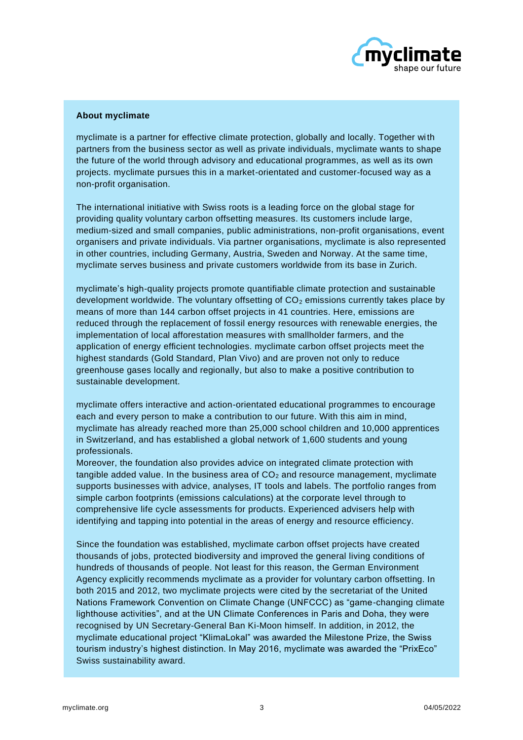**About myclimate**

myclimate is a partner for effective climate protection, globally and locally. Together with partners from the business sector as well as private individuals, myclimate wants to shape the future of the world through advisory and educational programmes, as well as its own projects. myclimate pursues this in a market-orientated and customer-focused way as a non-profit organisation.

The international initiative with Swiss roots is a leading force on the global stage for providing quality voluntary carbon offsetting measures. Its customers include large, medium-sized and small companies, public administrations, non-profit organisations, event organisers and private individuals. Via partner organisations, myclimate is also represented in other countries, including Germany, Austria, Sweden and Norway. At the same time, myclimate serves business and private customers worldwide from its base in Zurich.

myclimate's high-quality projects promote quantifiable climate protection and sustainable development worldwide. The voluntary offsetting of $CO_2$ emissions currently takes place by means of more than 144 carbon offset projects in 41 countries. Here, emissions are reduced through the replacement of fossil energy resources with renewable energies, the implementation of local afforestation measures with smallholder farmers, and the application of energy efficient technologies. myclimate carbon offset projects meet the highest standards (Gold Standard, Plan Vivo) and are proven not only to reduce greenhouse gases locally and regionally, but also to make a positive contribution to sustainable development.

myclimate offers interactive and action-orientated educational programmes to encourage each and every person to make a contribution to our future. With this aim in mind, myclimate has already reached more than 25,000 school children and 10,000 apprentices in Switzerland, and has established a global network of 1,600 students and young professionals.
Moreover, the foundation also provides advice on integrated climate protection with tangible added value. In the business area of $CO_2$ and resource management, myclimate supports businesses with advice, analyses, IT tools and labels. The portfolio ranges from simple carbon footprints (emissions calculations) at the corporate level through to comprehensive life cycle assessments for products. Experienced advisers help with identifying and tapping into potential in the areas of energy and resource efficiency.

Since the foundation was established, myclimate carbon offset projects have created thousands of jobs, protected biodiversity and improved the general living conditions of hundreds of thousands of people. Not least for this reason, the German Environment Agency explicitly recommends myclimate as a provider for voluntary carbon offsetting. In both 2015 and 2012, two myclimate projects were cited by the secretariat of the United Nations Framework Convention on Climate Change (UNFCCC) as "game-changing climate lighthouse activities", and at the UN Climate Conferences in Paris and Doha, they were recognised by UN Secretary-General Ban Ki-Moon himself. In addition, in 2012, the myclimate educational project "KlimaLokal" was awarded the Milestone Prize, the Swiss tourism industry's highest distinction. In May 2016, myclimate was awarded the "PrixEco" Swiss sustainability award.